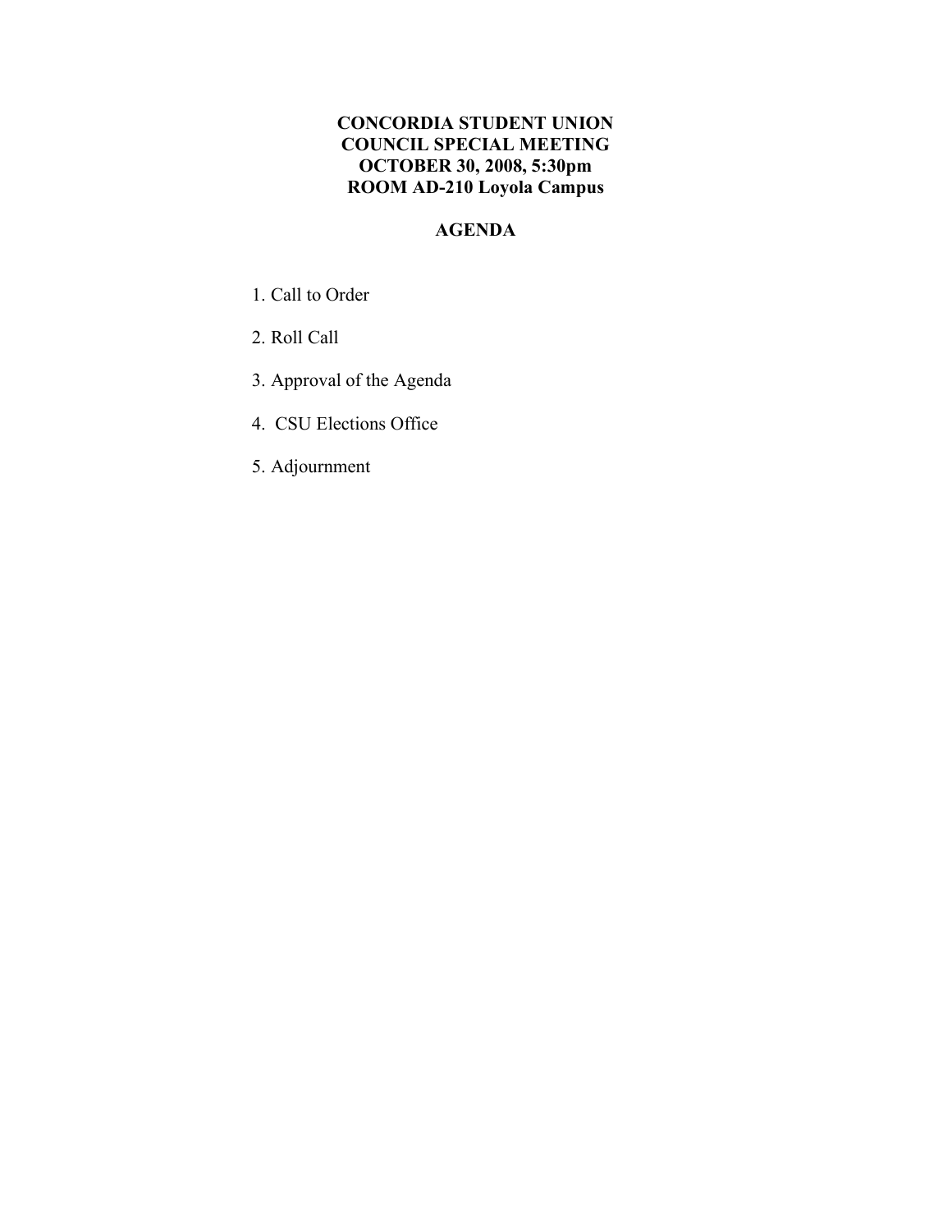**CONCORDIA STUDENT UNION**
**COUNCIL SPECIAL MEETING**
**OCTOBER 30, 2008, 5:30pm**
**ROOM AD-210 Loyola Campus**

**AGENDA**

1. Call to Order
2. Roll Call
3. Approval of the Agenda
4. CSU Elections Office
5. Adjournment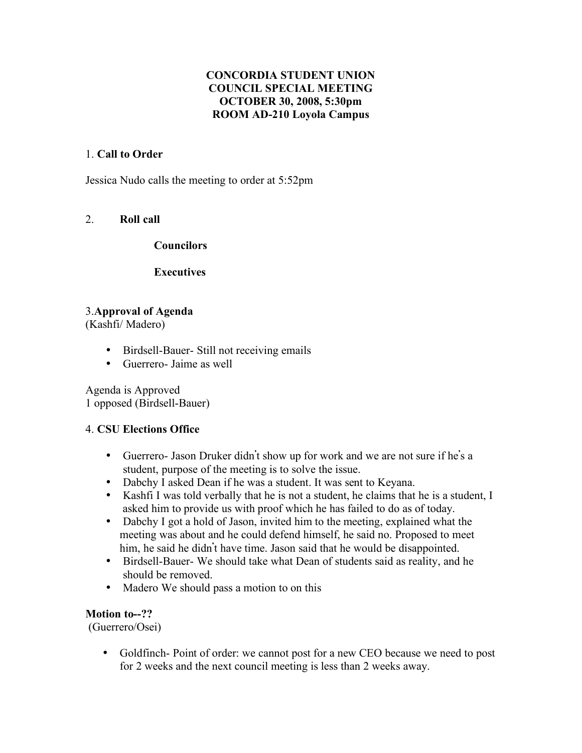**CONCORDIA STUDENT UNION**
**COUNCIL SPECIAL MEETING**
**OCTOBER 30, 2008, 5:30pm**
**ROOM AD-210 Loyola Campus**

1. **Call to Order**

Jessica Nudo calls the meeting to order at 5:52pm

2. **Roll call**

**Councilors**

**Executives**

3.**Approval of Agenda**
(Kashfi/ Madero)

- Birdsell-Bauer- Still not receiving emails
- Guerrero- Jaime as well

Agenda is Approved
1 opposed (Birdsell-Bauer)

4. **CSU Elections Office**

- Guerrero- Jason Druker didn't show up for work and we are not sure if he's a student, purpose of the meeting is to solve the issue.
- Dabchy I asked Dean if he was a student. It was sent to Keyana.
- Kashfi I was told verbally that he is not a student, he claims that he is a student, I asked him to provide us with proof which he has failed to do as of today.
- Dabchy I got a hold of Jason, invited him to the meeting, explained what the meeting was about and he could defend himself, he said no. Proposed to meet him, he said he didn't have time. Jason said that he would be disappointed.
- Birdsell-Bauer- We should take what Dean of students said as reality, and he should be removed.
- Madero We should pass a motion to on this

**Motion to--??**
(Guerrero/Osei)

- Goldfinch- Point of order: we cannot post for a new CEO because we need to post for 2 weeks and the next council meeting is less than 2 weeks away.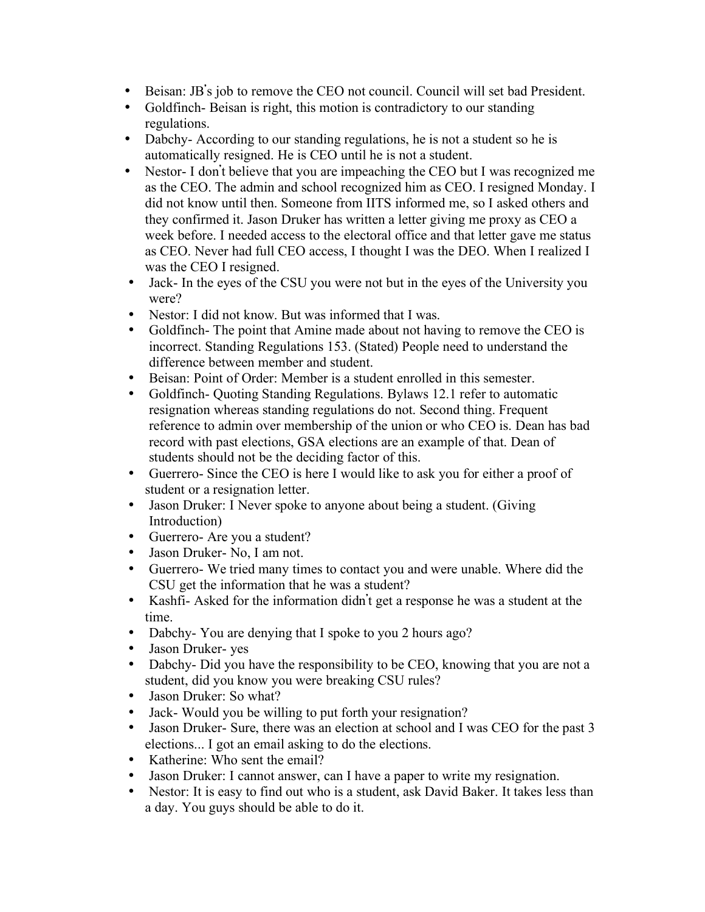- Beisan: JB's job to remove the CEO not council. Council will set bad President.
- Goldfinch- Beisan is right, this motion is contradictory to our standing regulations.
- Dabchy- According to our standing regulations, he is not a student so he is automatically resigned. He is CEO until he is not a student.
- Nestor- I don't believe that you are impeaching the CEO but I was recognized me as the CEO. The admin and school recognized him as CEO. I resigned Monday. I did not know until then. Someone from IITS informed me, so I asked others and they confirmed it. Jason Druker has written a letter giving me proxy as CEO a week before. I needed access to the electoral office and that letter gave me status as CEO. Never had full CEO access, I thought I was the DEO. When I realized I was the CEO I resigned.
- Jack- In the eyes of the CSU you were not but in the eyes of the University you were?
- Nestor: I did not know. But was informed that I was.
- Goldfinch- The point that Amine made about not having to remove the CEO is incorrect. Standing Regulations 153. (Stated) People need to understand the difference between member and student.
- Beisan: Point of Order: Member is a student enrolled in this semester.
- Goldfinch- Quoting Standing Regulations. Bylaws 12.1 refer to automatic resignation whereas standing regulations do not. Second thing. Frequent reference to admin over membership of the union or who CEO is. Dean has bad record with past elections, GSA elections are an example of that. Dean of students should not be the deciding factor of this.
- Guerrero- Since the CEO is here I would like to ask you for either a proof of student or a resignation letter.
- Jason Druker: I Never spoke to anyone about being a student. (Giving Introduction)
- Guerrero- Are you a student?
- Jason Druker- No, I am not.
- Guerrero- We tried many times to contact you and were unable. Where did the CSU get the information that he was a student?
- Kashfi- Asked for the information didn't get a response he was a student at the time.
- Dabchy- You are denying that I spoke to you 2 hours ago?
- Jason Druker- yes
- Dabchy- Did you have the responsibility to be CEO, knowing that you are not a student, did you know you were breaking CSU rules?
- Jason Druker: So what?
- Jack- Would you be willing to put forth your resignation?
- Jason Druker- Sure, there was an election at school and I was CEO for the past 3 elections... I got an email asking to do the elections.
- Katherine: Who sent the email?
- Jason Druker: I cannot answer, can I have a paper to write my resignation.
- Nestor: It is easy to find out who is a student, ask David Baker. It takes less than a day. You guys should be able to do it.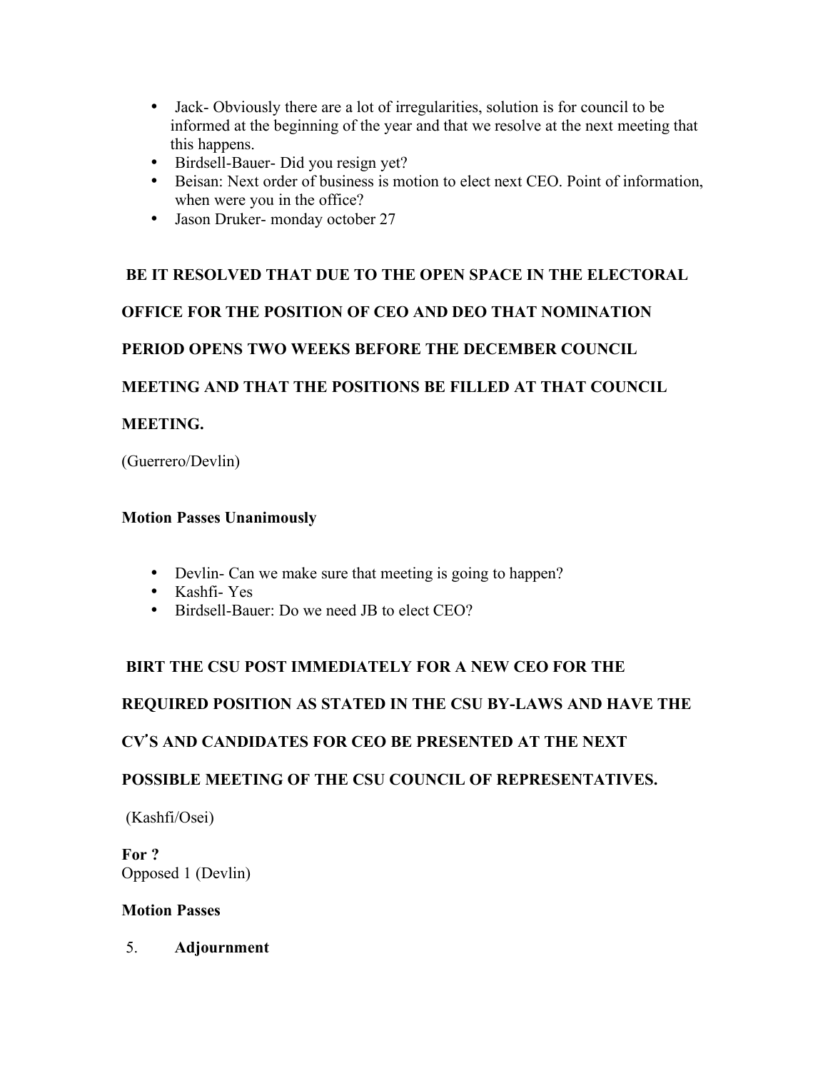- Jack- Obviously there are a lot of irregularities, solution is for council to be informed at the beginning of the year and that we resolve at the next meeting that this happens.
- Birdsell-Bauer- Did you resign yet?
- Beisan: Next order of business is motion to elect next CEO. Point of information, when were you in the office?
- Jason Druker- monday october 27

**BE IT RESOLVED THAT DUE TO THE OPEN SPACE IN THE ELECTORAL OFFICE FOR THE POSITION OF CEO AND DEO THAT NOMINATION PERIOD OPENS TWO WEEKS BEFORE THE DECEMBER COUNCIL MEETING AND THAT THE POSITIONS BE FILLED AT THAT COUNCIL MEETING.**

(Guerrero/Devlin)

**Motion Passes Unanimously**

- Devlin- Can we make sure that meeting is going to happen?
- Kashfi- Yes
- Birdsell-Bauer: Do we need JB to elect CEO?

**BIRT THE CSU POST IMMEDIATELY FOR A NEW CEO FOR THE REQUIRED POSITION AS STATED IN THE CSU BY-LAWS AND HAVE THE CV'S AND CANDIDATES FOR CEO BE PRESENTED AT THE NEXT POSSIBLE MEETING OF THE CSU COUNCIL OF REPRESENTATIVES.**

(Kashfi/Osei)

**For ?**
Opposed 1 (Devlin)

**Motion Passes**

5. **Adjournment**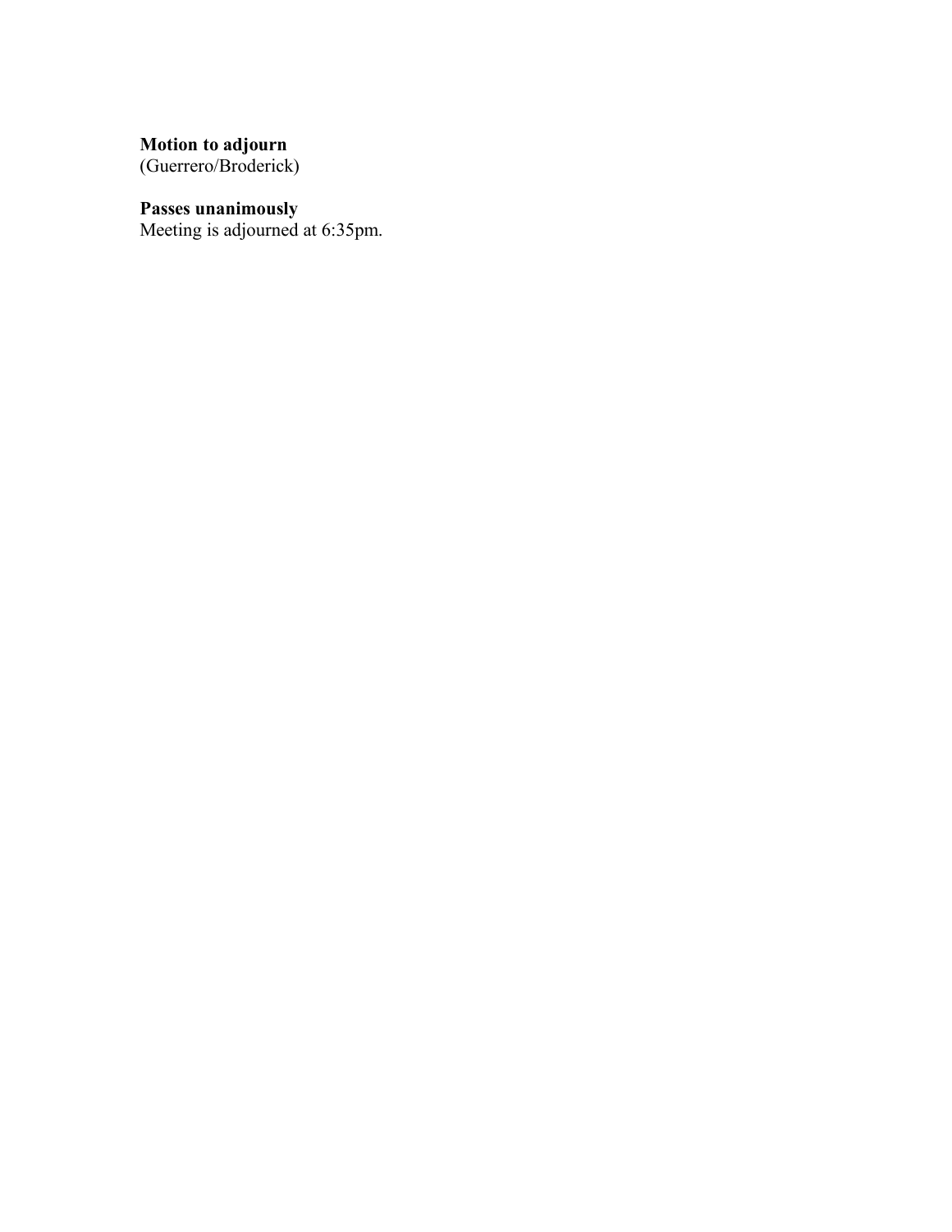**Motion to adjourn**
(Guerrero/Broderick)

**Passes unanimously**
Meeting is adjourned at 6:35pm.